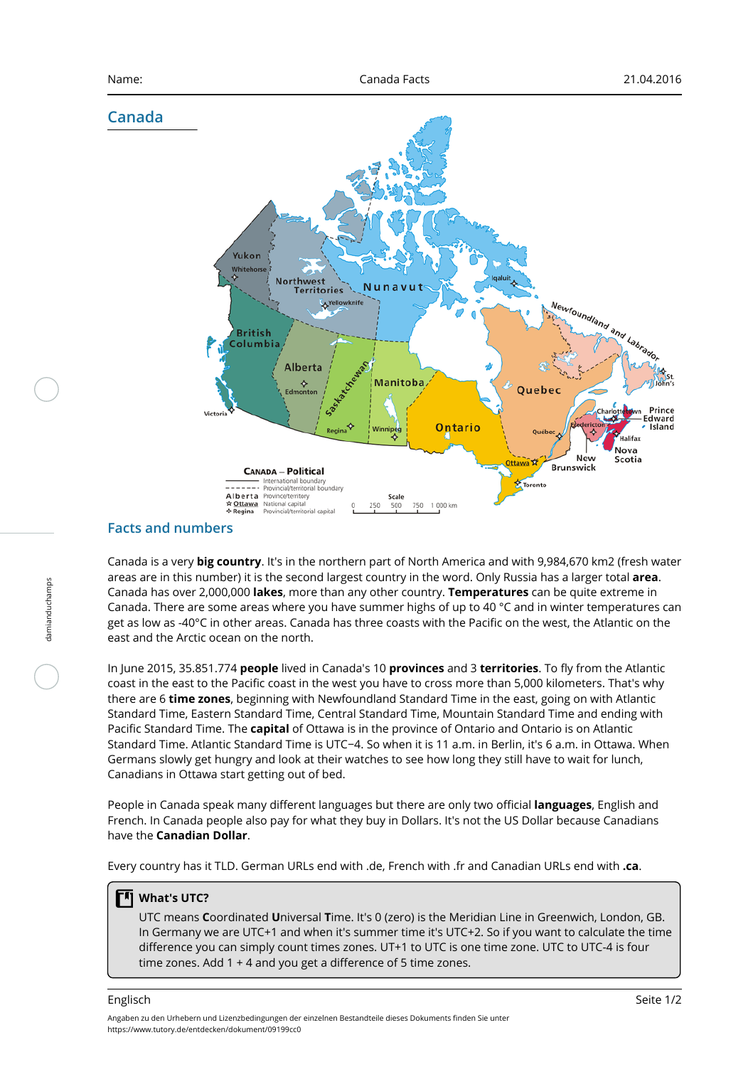Name: Canada Facts 21.04.2016

## Canada

## Facts and numbers

Canada is a very **big country**. It's in the northern part of North America and with 9,984,670 km2 (fresh water areas are in this number) it is the second largest country in the word. Only Russia has a larger total **area**. Canada has over 2,000,000 **lakes**, more than any other country. **Temperatures** can be quite extreme in Canada. There are some areas where you have summer highs of up to 40 °C and in winter temperatures can get as low as -40°C in other areas. Canada has three coasts with the Pacific on the west, the Atlantic on the east and the Arctic ocean on the north.

In June 2015, 35.851.774 **people** lived in Canada's 10 **provinces** and 3 **territories**. To fly from the Atlantic coast in the east to the Pacific coast in the west you have to cross more than 5,000 kilometers. That's why there are 6 **time zones**, beginning with Newfoundland Standard Time in the east, going on with Atlantic Standard Time, Eastern Standard Time, Central Standard Time, Mountain Standard Time and ending with Pacific Standard Time. The **capital** of Ottawa is in the province of Ontario and Ontario is on Atlantic Standard Time. Atlantic Standard Time is UTC−4. So when it is 11 a.m. in Berlin, it's 6 a.m. in Ottawa. When Germans slowly get hungry and look at their watches to see how long they still have to wait for lunch, Canadians in Ottawa start getting out of bed.

People in Canada speak many different languages but there are only two official **languages**, English and French. In Canada people also pay for what they buy in Dollars. It's not the US Dollar because Canadians have the **Canadian Dollar**.

Every country has it TLD. German URLs end with .de, French with .fr and Canadian URLs end with **.ca**.

> **What's UTC?**
>
> UTC means **C**oordinated **U**niversal **T**ime. It's 0 (zero) is the Meridian Line in Greenwich, London, GB. In Germany we are UTC+1 and when it's summer time it's UTC+2. So if you want to calculate the time difference you can simply count times zones. UT+1 to UTC is one time zone. UTC to UTC-4 is four time zones. Add 1 + 4 and you get a difference of 5 time zones.

Angaben zu den Urhebern und Lizenzbedingungen der einzelnen Bestandteile dieses Dokuments finden Sie unter https://www.tutory.de/entdecken/dokument/09199cc0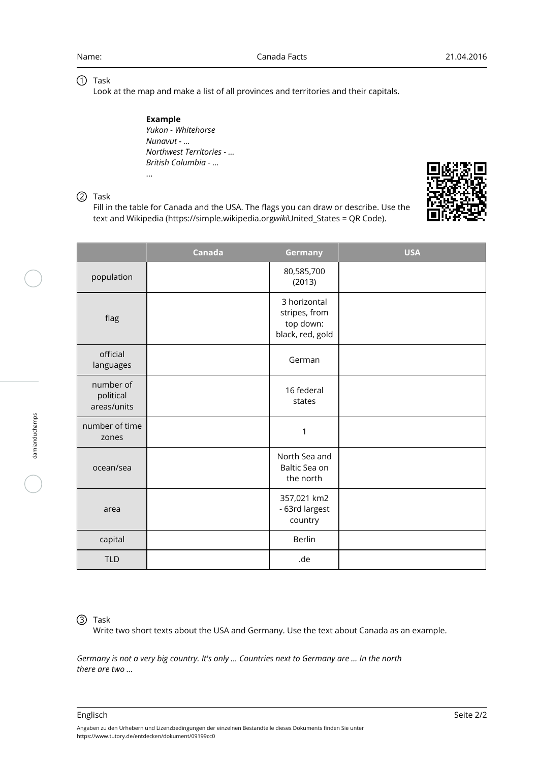① Task

Look at the map and make a list of all provinces and territories and their capitals.

**Example**

*Yukon - Whitehorse*
*Nunavut - ...*
*Northwest Territories - ...*
*British Columbia - ...*
*...*

② Task

Fill in the table for Canada and the USA. The flags you can draw or describe. Use the text and Wikipedia (https://simple.wikipedia.org*wiki*United_States = QR Code).

| | Canada | Germany | USA |
|---|---|---|---|
| population | | 80,585,700 (2013) | |
| flag | | 3 horizontal stripes, from top down: black, red, gold | |
| official languages | | German | |
| number of political areas/units | | 16 federal states | |
| number of time zones | | 1 | |
| ocean/sea | | North Sea and Baltic Sea on the north | |
| area | | 357,021 km2 - 63rd largest country | |
| capital | | Berlin | |
| TLD | | .de | |

③ Task

Write two short texts about the USA and Germany. Use the text about Canada as an example.

*Germany is not a very big country. It's only ... Countries next to Germany are ... In the north there are two ...*

Angaben zu den Urhebern und Lizenzbedingungen der einzelnen Bestandteile dieses Dokuments finden Sie unter https://www.tutory.de/entdecken/dokument/09199cc0